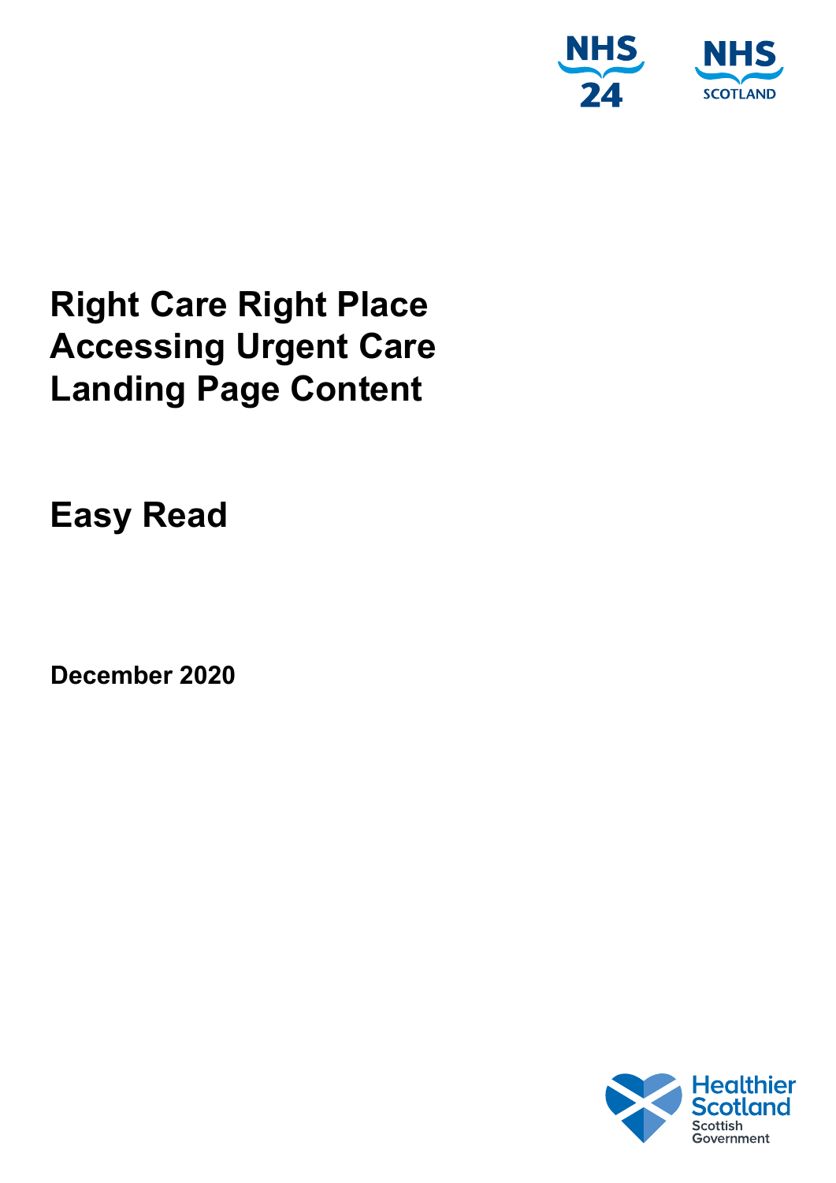# Right Care Right Place Accessing Urgent Care Landing Page Content

## Easy Read

**December 2020**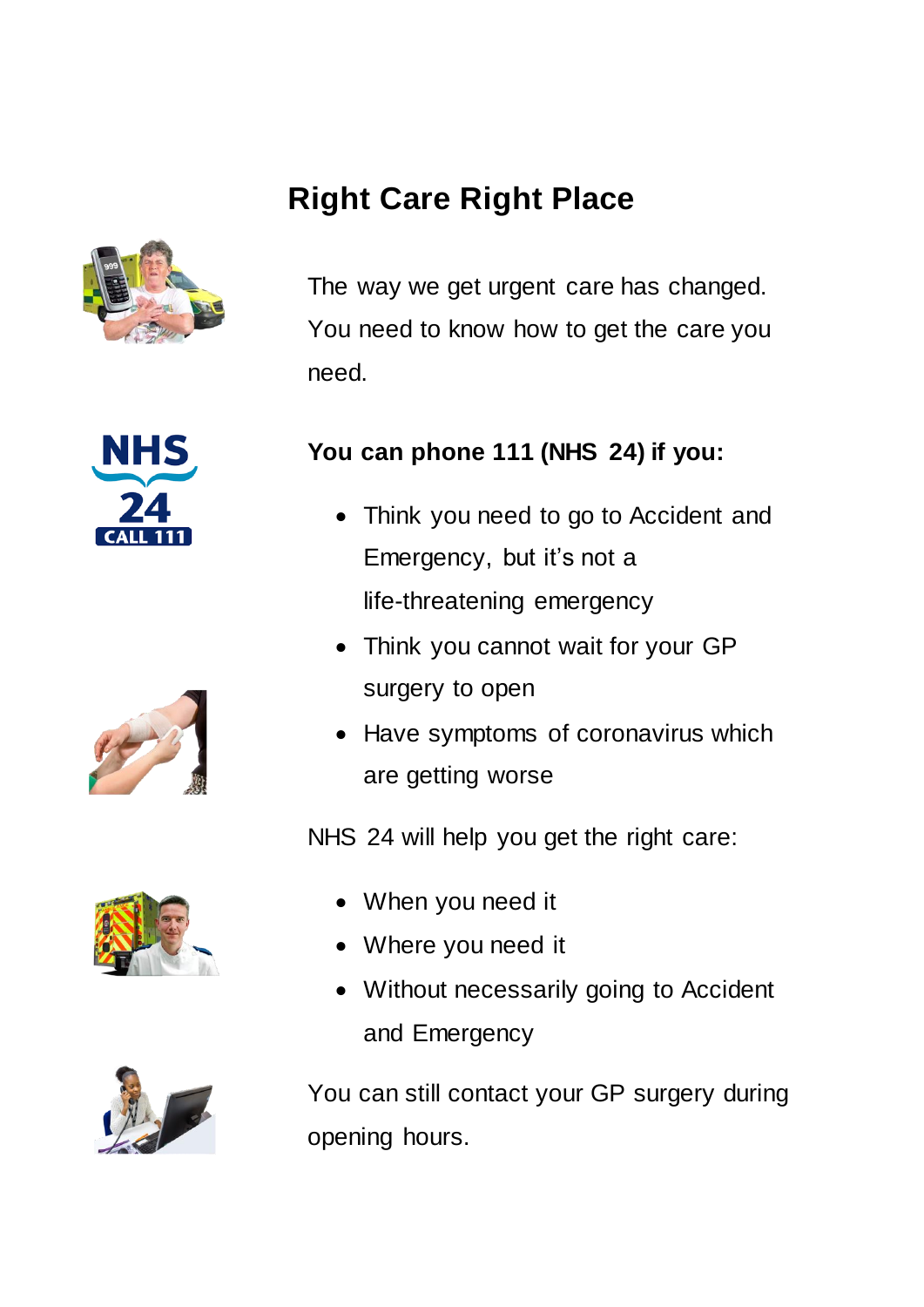# Right Care Right Place

The way we get urgent care has changed. You need to know how to get the care you need.

**You can phone 111 (NHS 24) if you:**

- Think you need to go to Accident and Emergency, but it's not a life-threatening emergency
- Think you cannot wait for your GP surgery to open
- Have symptoms of coronavirus which are getting worse

NHS 24 will help you get the right care:

- When you need it
- Where you need it
- Without necessarily going to Accident and Emergency

You can still contact your GP surgery during opening hours.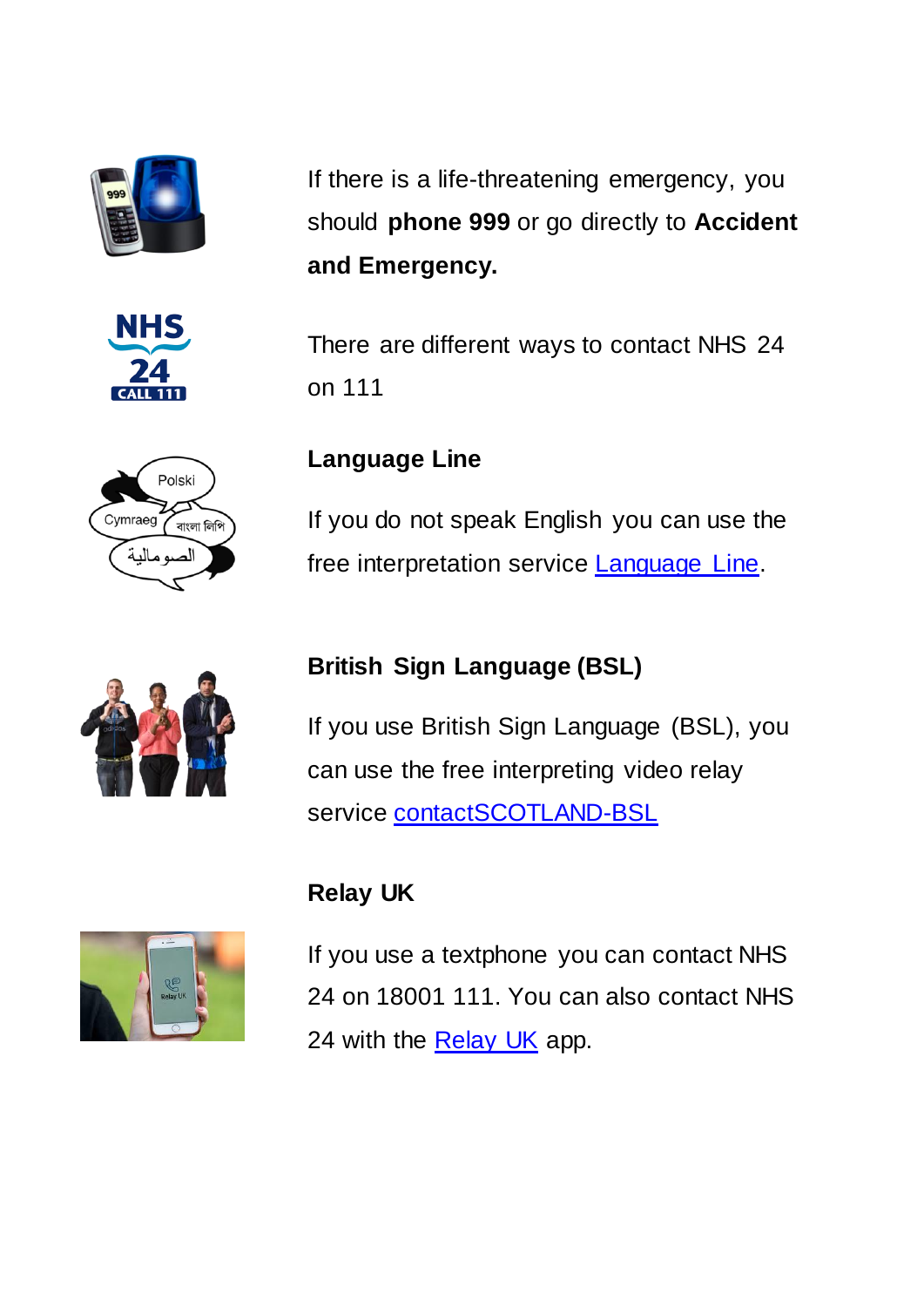If there is a life-threatening emergency, you should **phone 999** or go directly to **Accident and Emergency.**

There are different ways to contact NHS 24 on 111

**Language Line**

If you do not speak English you can use the free interpretation service Language Line.

**British Sign Language (BSL)**

If you use British Sign Language (BSL), you can use the free interpreting video relay service contactSCOTLAND-BSL

**Relay UK**

If you use a textphone you can contact NHS 24 on 18001 111. You can also contact NHS 24 with the Relay UK app.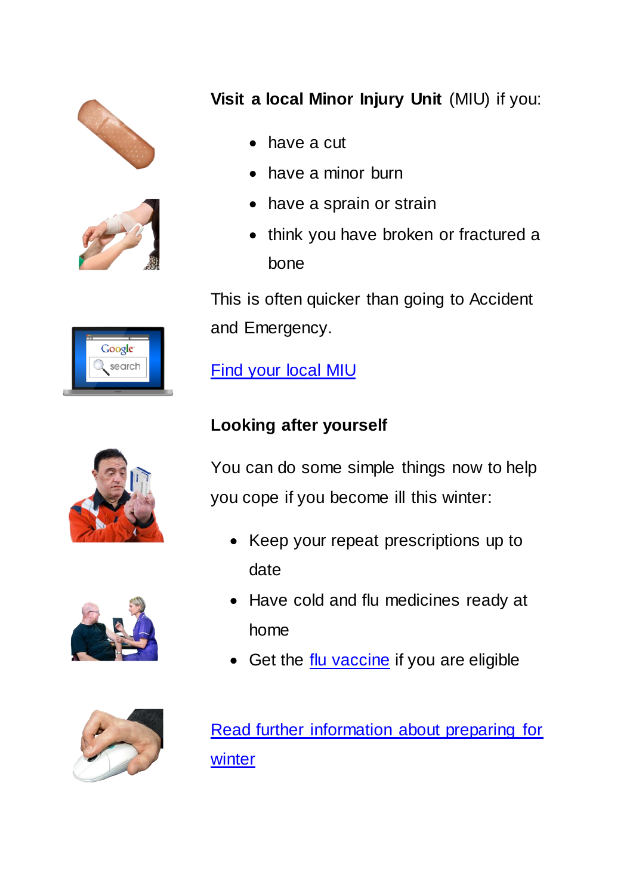**Visit a local Minor Injury Unit** (MIU) if you:

- have a cut
- have a minor burn
- have a sprain or strain
- think you have broken or fractured a bone

This is often quicker than going to Accident and Emergency.

Find your local MIU

**Looking after yourself**

You can do some simple things now to help you cope if you become ill this winter:

- Keep your repeat prescriptions up to date
- Have cold and flu medicines ready at home
- Get the flu vaccine if you are eligible

Read further information about preparing for winter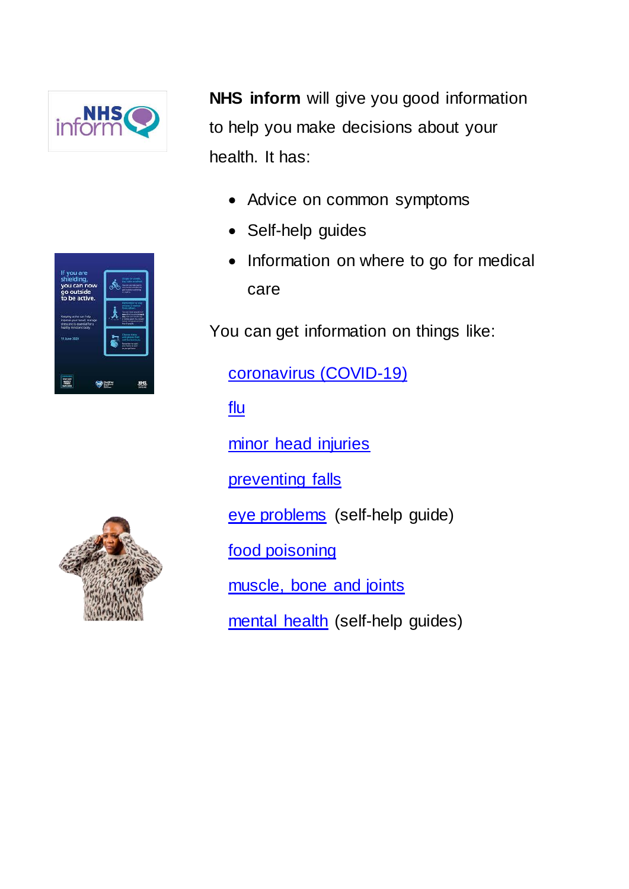**NHS inform** will give you good information to help you make decisions about your health. It has:

- Advice on common symptoms
- Self-help guides
- Information on where to go for medical care

You can get information on things like:

coronavirus (COVID-19)

flu

minor head injuries

preventing falls

eye problems (self-help guide)

food poisoning

muscle, bone and joints

mental health (self-help guides)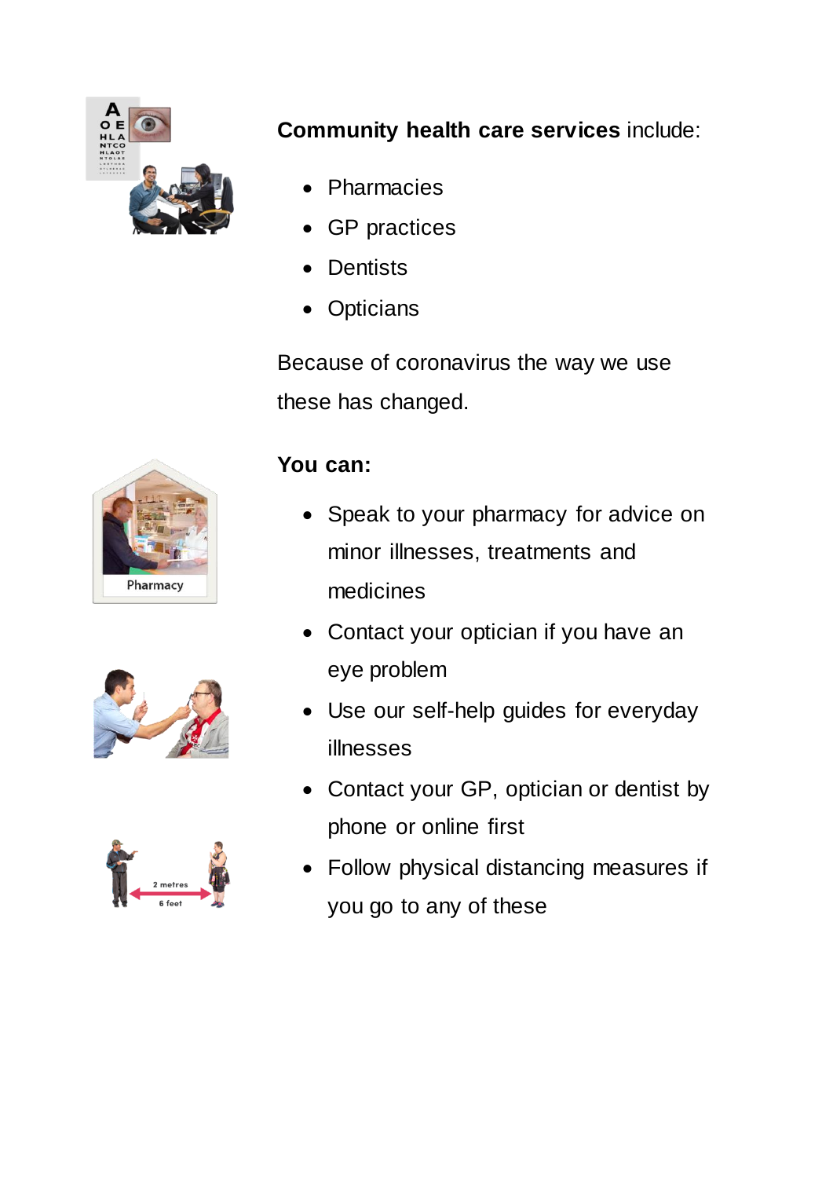**Community health care services** include:

- Pharmacies
- GP practices
- Dentists
- Opticians

Because of coronavirus the way we use these has changed.

**You can:**

- Speak to your pharmacy for advice on minor illnesses, treatments and medicines
- Contact your optician if you have an eye problem
- Use our self-help guides for everyday illnesses
- Contact your GP, optician or dentist by phone or online first
- Follow physical distancing measures if you go to any of these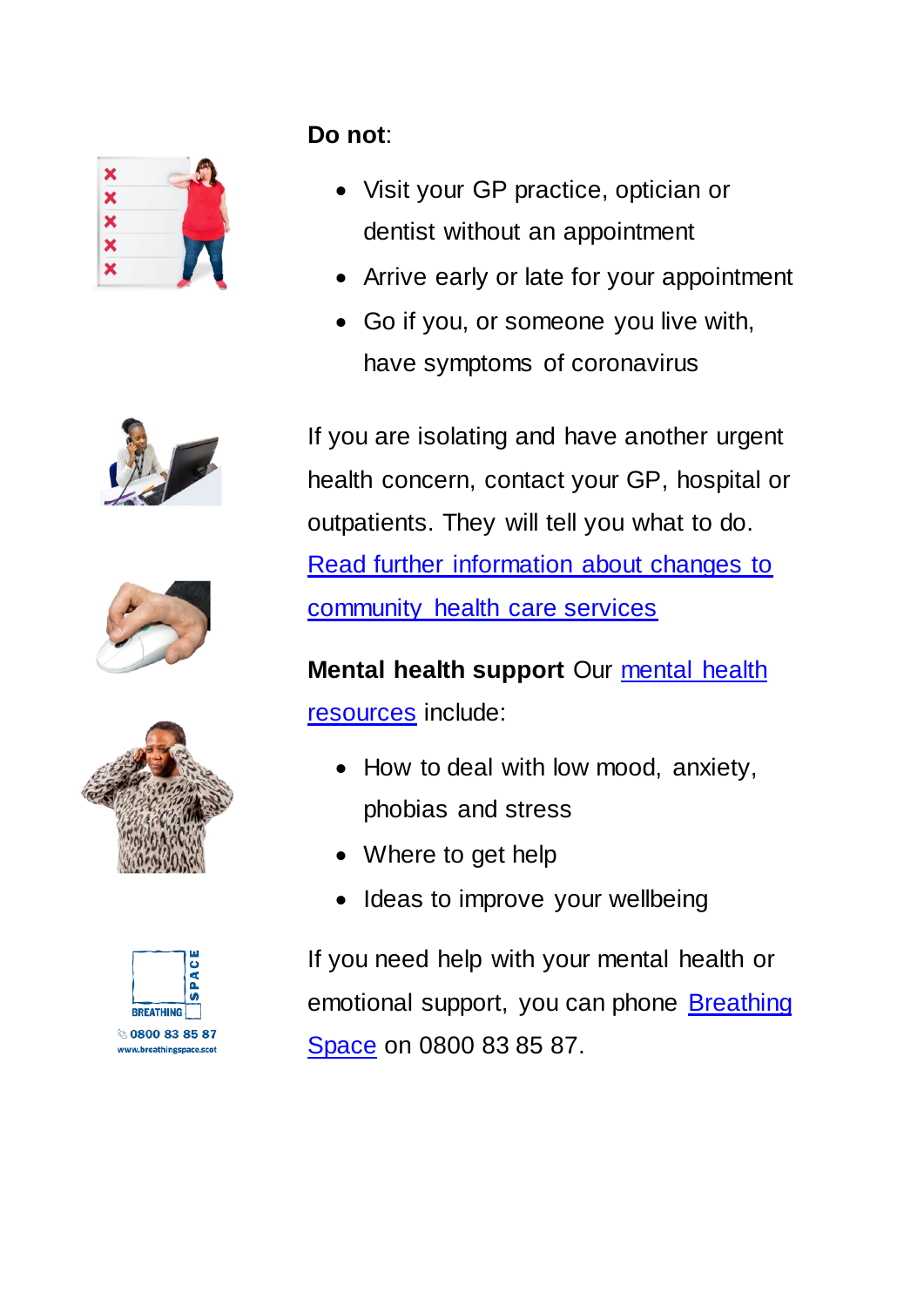**Do not**:

- Visit your GP practice, optician or dentist without an appointment
- Arrive early or late for your appointment
- Go if you, or someone you live with, have symptoms of coronavirus

If you are isolating and have another urgent health concern, contact your GP, hospital or outpatients. They will tell you what to do. [Read further information about changes to community health care services]()

**Mental health support** Our [mental health resources]() include:

- How to deal with low mood, anxiety, phobias and stress
- Where to get help
- Ideas to improve your wellbeing

If you need help with your mental health or emotional support, you can phone [Breathing Space]() on 0800 83 85 87.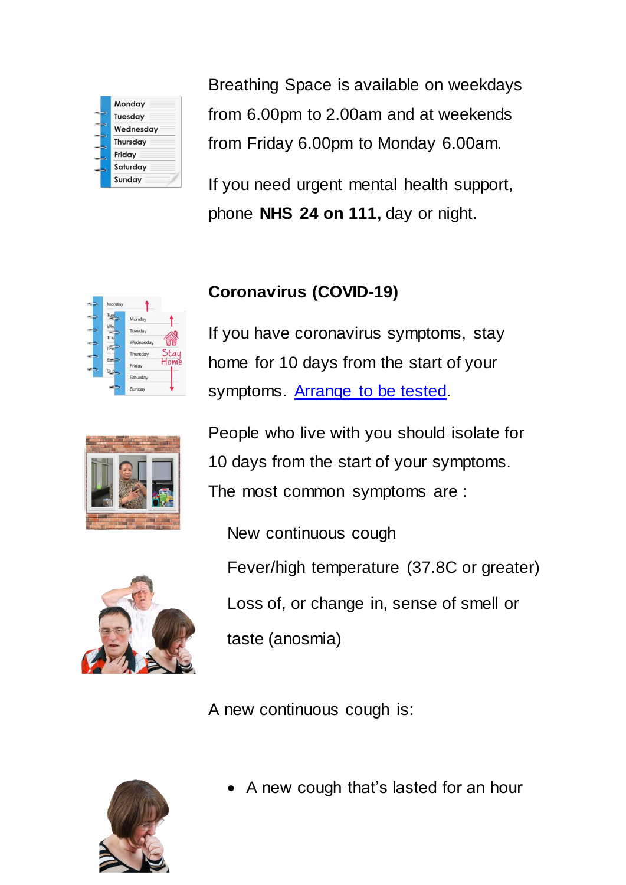Breathing Space is available on weekdays from 6.00pm to 2.00am and at weekends from Friday 6.00pm to Monday 6.00am.

If you need urgent mental health support, phone **NHS 24 on 111,** day or night.

## Coronavirus (COVID-19)

If you have coronavirus symptoms, stay home for 10 days from the start of your symptoms. Arrange to be tested.

People who live with you should isolate for 10 days from the start of your symptoms. The most common symptoms are :

New continuous cough

Fever/high temperature (37.8C or greater)

Loss of, or change in, sense of smell or taste (anosmia)

A new continuous cough is:

- A new cough that's lasted for an hour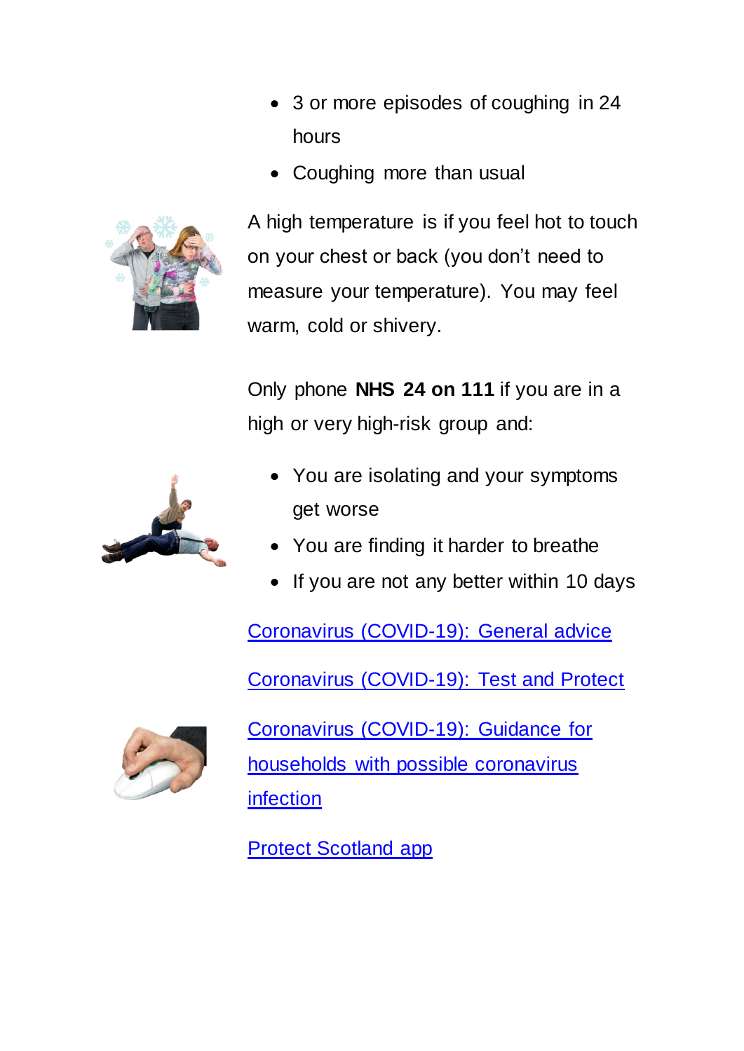- 3 or more episodes of coughing in 24 hours
- Coughing more than usual

A high temperature is if you feel hot to touch on your chest or back (you don't need to measure your temperature). You may feel warm, cold or shivery.

Only phone **NHS 24 on 111** if you are in a high or very high-risk group and:

- You are isolating and your symptoms get worse
- You are finding it harder to breathe
- If you are not any better within 10 days

Coronavirus (COVID-19): General advice

Coronavirus (COVID-19): Test and Protect

Coronavirus (COVID-19): Guidance for households with possible coronavirus infection

Protect Scotland app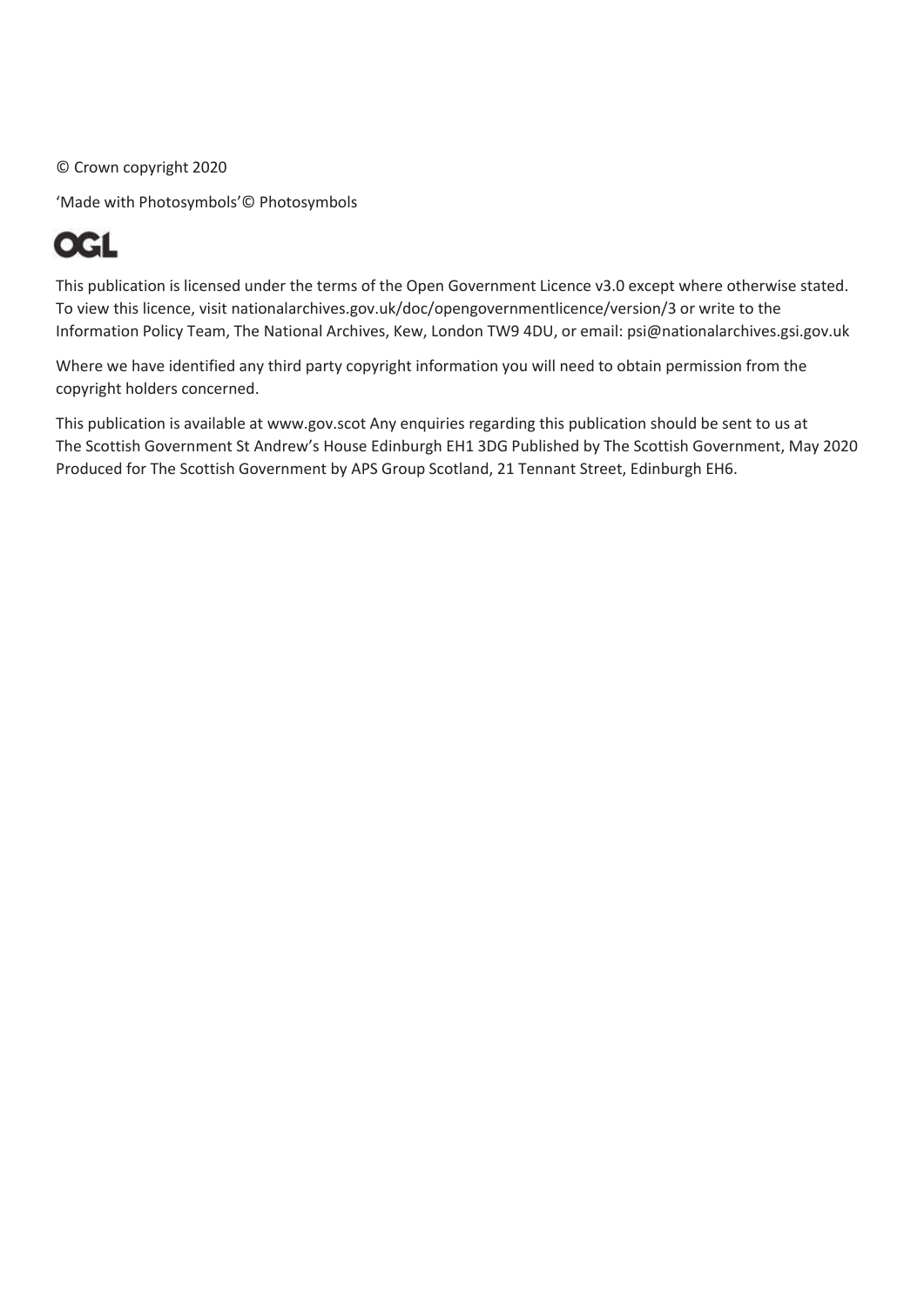© Crown copyright 2020

'Made with Photosymbols'© Photosymbols

OGL

This publication is licensed under the terms of the Open Government Licence v3.0 except where otherwise stated. To view this licence, visit nationalarchives.gov.uk/doc/opengovernmentlicence/version/3 or write to the Information Policy Team, The National Archives, Kew, London TW9 4DU, or email: psi@nationalarchives.gsi.gov.uk

Where we have identified any third party copyright information you will need to obtain permission from the copyright holders concerned.

This publication is available at www.gov.scot Any enquiries regarding this publication should be sent to us at The Scottish Government St Andrew's House Edinburgh EH1 3DG Published by The Scottish Government, May 2020 Produced for The Scottish Government by APS Group Scotland, 21 Tennant Street, Edinburgh EH6.